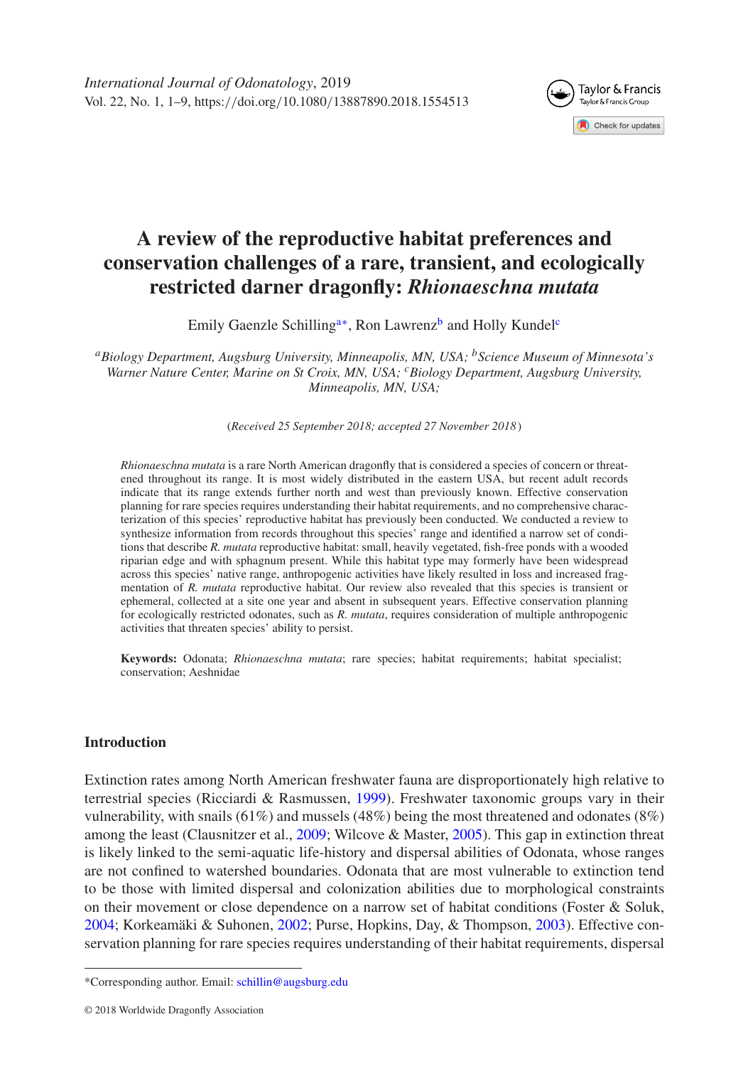*International Journal of Odonatology*, 2019
Vol. 22, No. 1, 1–9, https://doi.org/10.1080/13887890.2018.1554513

# A review of the reproductive habitat preferences and conservation challenges of a rare, transient, and ecologically restricted darner dragonfly: *Rhionaeschna mutata*

Emily Gaenzle Schilling[a*], Ron Lawrenz[b] and Holly Kundel[c]

[a]*Biology Department, Augsburg University, Minneapolis, MN, USA;* [b]*Science Museum of Minnesota's Warner Nature Center, Marine on St Croix, MN, USA;* [c]*Biology Department, Augsburg University, Minneapolis, MN, USA;*

(*Received 25 September 2018; accepted 27 November 2018*)

*Rhionaeschna mutata* is a rare North American dragonfly that is considered a species of concern or threatened throughout its range. It is most widely distributed in the eastern USA, but recent adult records indicate that its range extends further north and west than previously known. Effective conservation planning for rare species requires understanding their habitat requirements, and no comprehensive characterization of this species' reproductive habitat has previously been conducted. We conducted a review to synthesize information from records throughout this species' range and identified a narrow set of conditions that describe *R. mutata* reproductive habitat: small, heavily vegetated, fish-free ponds with a wooded riparian edge and with sphagnum present. While this habitat type may formerly have been widespread across this species' native range, anthropogenic activities have likely resulted in loss and increased fragmentation of *R. mutata* reproductive habitat. Our review also revealed that this species is transient or ephemeral, collected at a site one year and absent in subsequent years. Effective conservation planning for ecologically restricted odonates, such as *R. mutata*, requires consideration of multiple anthropogenic activities that threaten species' ability to persist.

**Keywords:** Odonata; *Rhionaeschna mutata*; rare species; habitat requirements; habitat specialist; conservation; Aeshnidae

## Introduction

Extinction rates among North American freshwater fauna are disproportionately high relative to terrestrial species (Ricciardi & Rasmussen, 1999). Freshwater taxonomic groups vary in their vulnerability, with snails (61%) and mussels (48%) being the most threatened and odonates (8%) among the least (Clausnitzer et al., 2009; Wilcove & Master, 2005). This gap in extinction threat is likely linked to the semi-aquatic life-history and dispersal abilities of Odonata, whose ranges are not confined to watershed boundaries. Odonata that are most vulnerable to extinction tend to be those with limited dispersal and colonization abilities due to morphological constraints on their movement or close dependence on a narrow set of habitat conditions (Foster & Soluk, 2004; Korkeamäki & Suhonen, 2002; Purse, Hopkins, Day, & Thompson, 2003). Effective conservation planning for rare species requires understanding of their habitat requirements, dispersal

*Corresponding author. Email: schillin@augsburg.edu

© 2018 Worldwide Dragonfly Association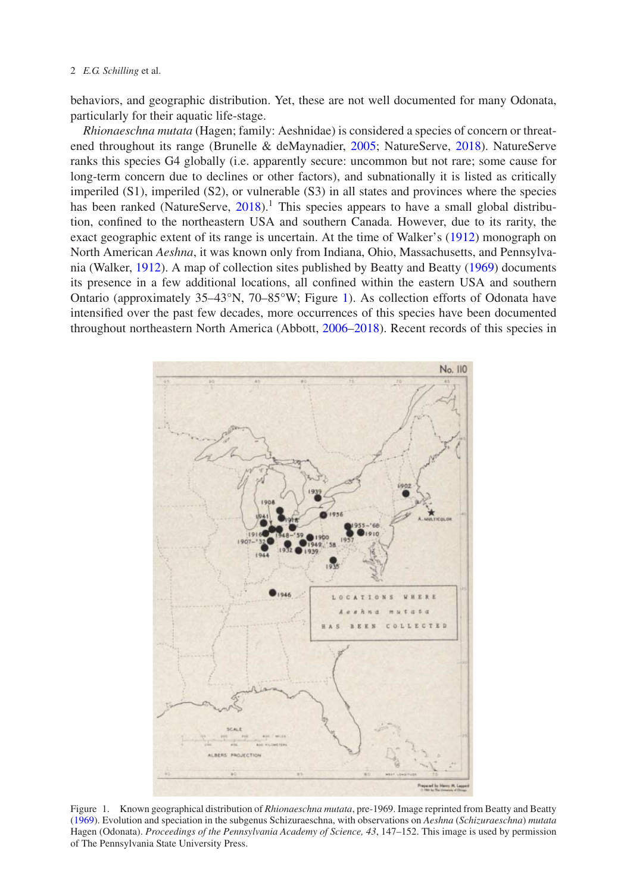behaviors, and geographic distribution. Yet, these are not well documented for many Odonata, particularly for their aquatic life-stage.

*Rhionaeschna mutata* (Hagen; family: Aeshnidae) is considered a species of concern or threatened throughout its range (Brunelle & deMaynadier, 2005; NatureServe, 2018). NatureServe ranks this species G4 globally (i.e. apparently secure: uncommon but not rare; some cause for long-term concern due to declines or other factors), and subnationally it is listed as critically imperiled (S1), imperiled (S2), or vulnerable (S3) in all states and provinces where the species has been ranked (NatureServe, 2018).[1] This species appears to have a small global distribution, confined to the northeastern USA and southern Canada. However, due to its rarity, the exact geographic extent of its range is uncertain. At the time of Walker's (1912) monograph on North American *Aeshna*, it was known only from Indiana, Ohio, Massachusetts, and Pennsylvania (Walker, 1912). A map of collection sites published by Beatty and Beatty (1969) documents its presence in a few additional locations, all confined within the eastern USA and southern Ontario (approximately 35–43°N, 70–85°W; Figure 1). As collection efforts of Odonata have intensified over the past few decades, more occurrences of this species have been documented throughout northeastern North America (Abbott, 2006–2018). Recent records of this species in

Figure 1. Known geographical distribution of *Rhionaeschna mutata*, pre-1969. Image reprinted from Beatty and Beatty (1969). Evolution and speciation in the subgenus Schizuraeschna, with observations on *Aeshna* (*Schizuraeschna*) *mutata* Hagen (Odonata). *Proceedings of the Pennsylvania Academy of Science, 43*, 147–152. This image is used by permission of The Pennsylvania State University Press.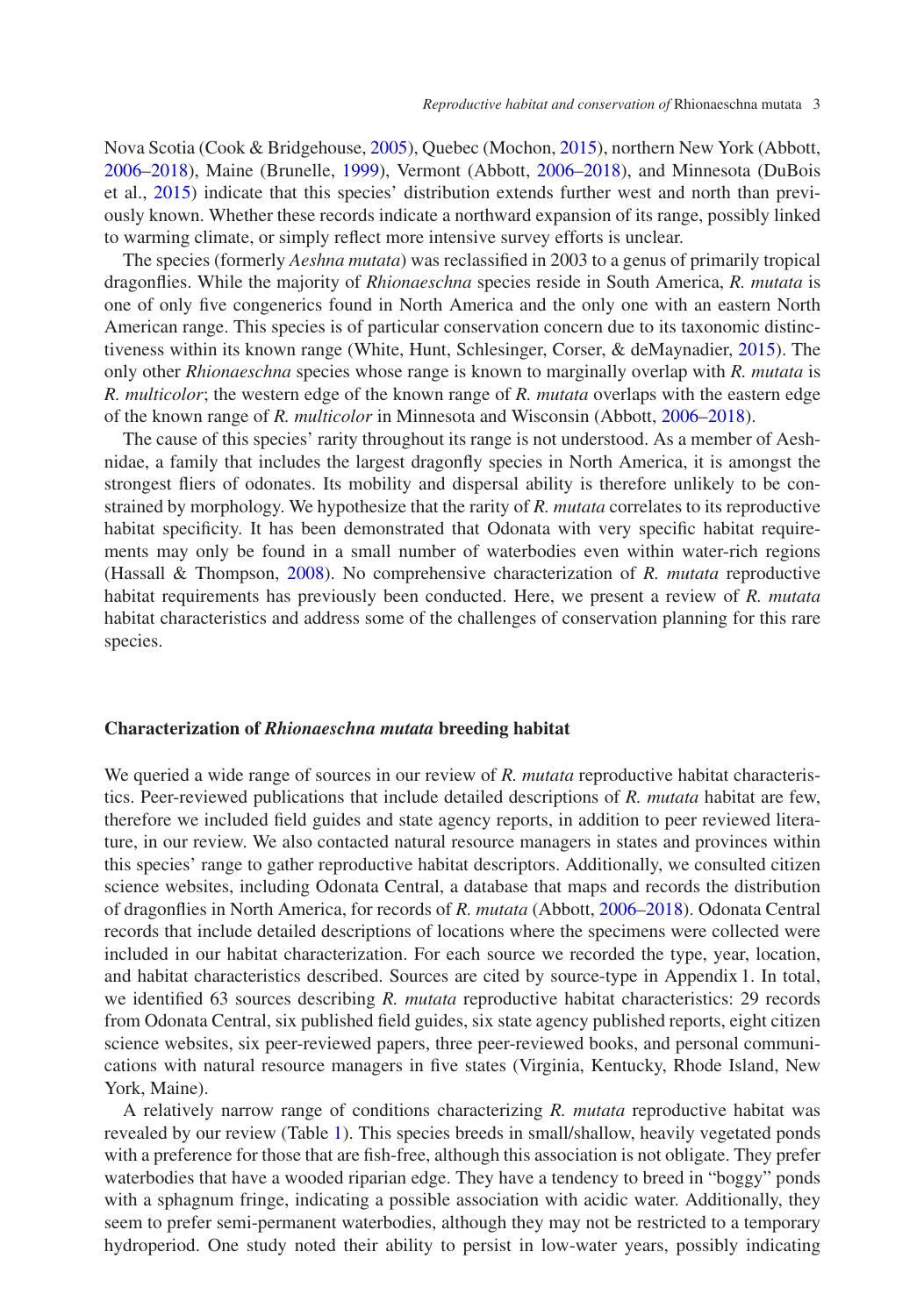Nova Scotia (Cook & Bridgehouse, 2005), Quebec (Mochon, 2015), northern New York (Abbott, 2006–2018), Maine (Brunelle, 1999), Vermont (Abbott, 2006–2018), and Minnesota (DuBois et al., 2015) indicate that this species' distribution extends further west and north than previously known. Whether these records indicate a northward expansion of its range, possibly linked to warming climate, or simply reflect more intensive survey efforts is unclear.

The species (formerly *Aeshna mutata*) was reclassified in 2003 to a genus of primarily tropical dragonflies. While the majority of *Rhionaeschna* species reside in South America, *R. mutata* is one of only five congenerics found in North America and the only one with an eastern North American range. This species is of particular conservation concern due to its taxonomic distinctiveness within its known range (White, Hunt, Schlesinger, Corser, & deMaynadier, 2015). The only other *Rhionaeschna* species whose range is known to marginally overlap with *R. mutata* is *R. multicolor*; the western edge of the known range of *R. mutata* overlaps with the eastern edge of the known range of *R. multicolor* in Minnesota and Wisconsin (Abbott, 2006–2018).

The cause of this species' rarity throughout its range is not understood. As a member of Aeshnidae, a family that includes the largest dragonfly species in North America, it is amongst the strongest fliers of odonates. Its mobility and dispersal ability is therefore unlikely to be constrained by morphology. We hypothesize that the rarity of *R. mutata* correlates to its reproductive habitat specificity. It has been demonstrated that Odonata with very specific habitat requirements may only be found in a small number of waterbodies even within water-rich regions (Hassall & Thompson, 2008). No comprehensive characterization of *R. mutata* reproductive habitat requirements has previously been conducted. Here, we present a review of *R. mutata* habitat characteristics and address some of the challenges of conservation planning for this rare species.

## Characterization of *Rhionaeschna mutata* breeding habitat

We queried a wide range of sources in our review of *R. mutata* reproductive habitat characteristics. Peer-reviewed publications that include detailed descriptions of *R. mutata* habitat are few, therefore we included field guides and state agency reports, in addition to peer reviewed literature, in our review. We also contacted natural resource managers in states and provinces within this species' range to gather reproductive habitat descriptors. Additionally, we consulted citizen science websites, including Odonata Central, a database that maps and records the distribution of dragonflies in North America, for records of *R. mutata* (Abbott, 2006–2018). Odonata Central records that include detailed descriptions of locations where the specimens were collected were included in our habitat characterization. For each source we recorded the type, year, location, and habitat characteristics described. Sources are cited by source-type in Appendix 1. In total, we identified 63 sources describing *R. mutata* reproductive habitat characteristics: 29 records from Odonata Central, six published field guides, six state agency published reports, eight citizen science websites, six peer-reviewed papers, three peer-reviewed books, and personal communications with natural resource managers in five states (Virginia, Kentucky, Rhode Island, New York, Maine).

A relatively narrow range of conditions characterizing *R. mutata* reproductive habitat was revealed by our review (Table 1). This species breeds in small/shallow, heavily vegetated ponds with a preference for those that are fish-free, although this association is not obligate. They prefer waterbodies that have a wooded riparian edge. They have a tendency to breed in "boggy" ponds with a sphagnum fringe, indicating a possible association with acidic water. Additionally, they seem to prefer semi-permanent waterbodies, although they may not be restricted to a temporary hydroperiod. One study noted their ability to persist in low-water years, possibly indicating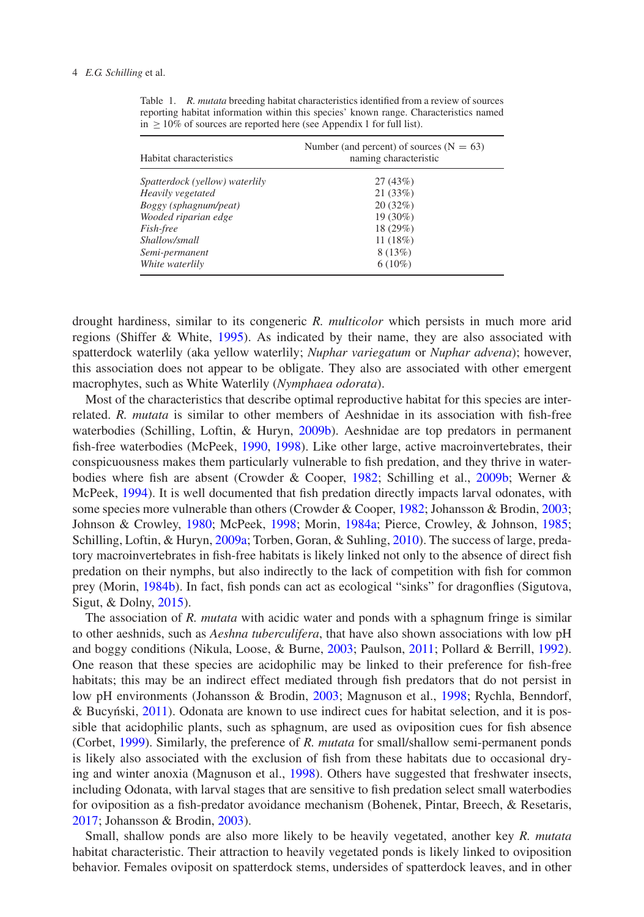Table 1. *R. mutata* breeding habitat characteristics identified from a review of sources reporting habitat information within this species' known range. Characteristics named in ≥ 10% of sources are reported here (see Appendix 1 for full list).

| Habitat characteristics | Number (and percent) of sources (N = 63) naming characteristic |
|---|---|
| *Spatterdock (yellow) waterlily* | 27 (43%) |
| *Heavily vegetated* | 21 (33%) |
| *Boggy (sphagnum/peat)* | 20 (32%) |
| *Wooded riparian edge* | 19 (30%) |
| *Fish-free* | 18 (29%) |
| *Shallow/small* | 11 (18%) |
| *Semi-permanent* | 8 (13%) |
| *White waterlily* | 6 (10%) |

drought hardiness, similar to its congeneric *R. multicolor* which persists in much more arid regions (Shiffer & White, 1995). As indicated by their name, they are also associated with spatterdock waterlily (aka yellow waterlily; *Nuphar variegatum* or *Nuphar advena*); however, this association does not appear to be obligate. They also are associated with other emergent macrophytes, such as White Waterlily (*Nymphaea odorata*).

Most of the characteristics that describe optimal reproductive habitat for this species are interrelated. *R. mutata* is similar to other members of Aeshnidae in its association with fish-free waterbodies (Schilling, Loftin, & Huryn, 2009b). Aeshnidae are top predators in permanent fish-free waterbodies (McPeek, 1990, 1998). Like other large, active macroinvertebrates, their conspicuousness makes them particularly vulnerable to fish predation, and they thrive in waterbodies where fish are absent (Crowder & Cooper, 1982; Schilling et al., 2009b; Werner & McPeek, 1994). It is well documented that fish predation directly impacts larval odonates, with some species more vulnerable than others (Crowder & Cooper, 1982; Johansson & Brodin, 2003; Johnson & Crowley, 1980; McPeek, 1998; Morin, 1984a; Pierce, Crowley, & Johnson, 1985; Schilling, Loftin, & Huryn, 2009a; Torben, Goran, & Suhling, 2010). The success of large, predatory macroinvertebrates in fish-free habitats is likely linked not only to the absence of direct fish predation on their nymphs, but also indirectly to the lack of competition with fish for common prey (Morin, 1984b). In fact, fish ponds can act as ecological "sinks" for dragonflies (Sigutova, Sigut, & Dolny, 2015).

The association of *R. mutata* with acidic water and ponds with a sphagnum fringe is similar to other aeshnids, such as *Aeshna tuberculifera*, that have also shown associations with low pH and boggy conditions (Nikula, Loose, & Burne, 2003; Paulson, 2011; Pollard & Berrill, 1992). One reason that these species are acidophilic may be linked to their preference for fish-free habitats; this may be an indirect effect mediated through fish predators that do not persist in low pH environments (Johansson & Brodin, 2003; Magnuson et al., 1998; Rychla, Benndorf, & Bucyński, 2011). Odonata are known to use indirect cues for habitat selection, and it is possible that acidophilic plants, such as sphagnum, are used as oviposition cues for fish absence (Corbet, 1999). Similarly, the preference of *R. mutata* for small/shallow semi-permanent ponds is likely also associated with the exclusion of fish from these habitats due to occasional drying and winter anoxia (Magnuson et al., 1998). Others have suggested that freshwater insects, including Odonata, with larval stages that are sensitive to fish predation select small waterbodies for oviposition as a fish-predator avoidance mechanism (Bohenek, Pintar, Breech, & Resetaris, 2017; Johansson & Brodin, 2003).

Small, shallow ponds are also more likely to be heavily vegetated, another key *R. mutata* habitat characteristic. Their attraction to heavily vegetated ponds is likely linked to oviposition behavior. Females oviposit on spatterdock stems, undersides of spatterdock leaves, and in other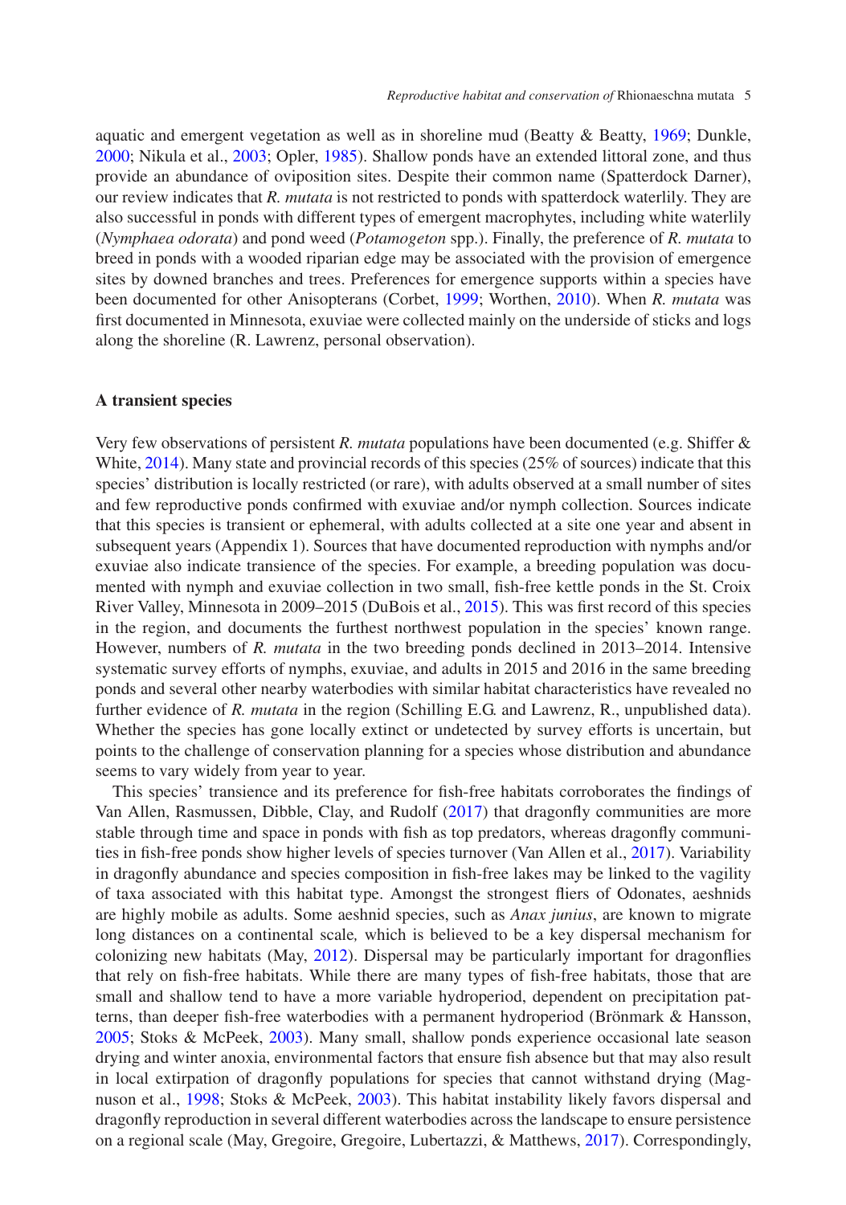aquatic and emergent vegetation as well as in shoreline mud (Beatty & Beatty, 1969; Dunkle, 2000; Nikula et al., 2003; Opler, 1985). Shallow ponds have an extended littoral zone, and thus provide an abundance of oviposition sites. Despite their common name (Spatterdock Darner), our review indicates that *R. mutata* is not restricted to ponds with spatterdock waterlily. They are also successful in ponds with different types of emergent macrophytes, including white waterlily (*Nymphaea odorata*) and pond weed (*Potamogeton* spp.). Finally, the preference of *R. mutata* to breed in ponds with a wooded riparian edge may be associated with the provision of emergence sites by downed branches and trees. Preferences for emergence supports within a species have been documented for other Anisopterans (Corbet, 1999; Worthen, 2010). When *R. mutata* was first documented in Minnesota, exuviae were collected mainly on the underside of sticks and logs along the shoreline (R. Lawrenz, personal observation).

## A transient species

Very few observations of persistent *R. mutata* populations have been documented (e.g. Shiffer & White, 2014). Many state and provincial records of this species (25% of sources) indicate that this species' distribution is locally restricted (or rare), with adults observed at a small number of sites and few reproductive ponds confirmed with exuviae and/or nymph collection. Sources indicate that this species is transient or ephemeral, with adults collected at a site one year and absent in subsequent years (Appendix 1). Sources that have documented reproduction with nymphs and/or exuviae also indicate transience of the species. For example, a breeding population was documented with nymph and exuviae collection in two small, fish-free kettle ponds in the St. Croix River Valley, Minnesota in 2009–2015 (DuBois et al., 2015). This was first record of this species in the region, and documents the furthest northwest population in the species' known range. However, numbers of *R. mutata* in the two breeding ponds declined in 2013–2014. Intensive systematic survey efforts of nymphs, exuviae, and adults in 2015 and 2016 in the same breeding ponds and several other nearby waterbodies with similar habitat characteristics have revealed no further evidence of *R. mutata* in the region (Schilling E.G. and Lawrenz, R., unpublished data). Whether the species has gone locally extinct or undetected by survey efforts is uncertain, but points to the challenge of conservation planning for a species whose distribution and abundance seems to vary widely from year to year.

This species' transience and its preference for fish-free habitats corroborates the findings of Van Allen, Rasmussen, Dibble, Clay, and Rudolf (2017) that dragonfly communities are more stable through time and space in ponds with fish as top predators, whereas dragonfly communities in fish-free ponds show higher levels of species turnover (Van Allen et al., 2017). Variability in dragonfly abundance and species composition in fish-free lakes may be linked to the vagility of taxa associated with this habitat type. Amongst the strongest fliers of Odonates, aeshnids are highly mobile as adults. Some aeshnid species, such as *Anax junius*, are known to migrate long distances on a continental scale, which is believed to be a key dispersal mechanism for colonizing new habitats (May, 2012). Dispersal may be particularly important for dragonflies that rely on fish-free habitats. While there are many types of fish-free habitats, those that are small and shallow tend to have a more variable hydroperiod, dependent on precipitation patterns, than deeper fish-free waterbodies with a permanent hydroperiod (Brönmark & Hansson, 2005; Stoks & McPeek, 2003). Many small, shallow ponds experience occasional late season drying and winter anoxia, environmental factors that ensure fish absence but that may also result in local extirpation of dragonfly populations for species that cannot withstand drying (Magnuson et al., 1998; Stoks & McPeek, 2003). This habitat instability likely favors dispersal and dragonfly reproduction in several different waterbodies across the landscape to ensure persistence on a regional scale (May, Gregoire, Gregoire, Lubertazzi, & Matthews, 2017). Correspondingly,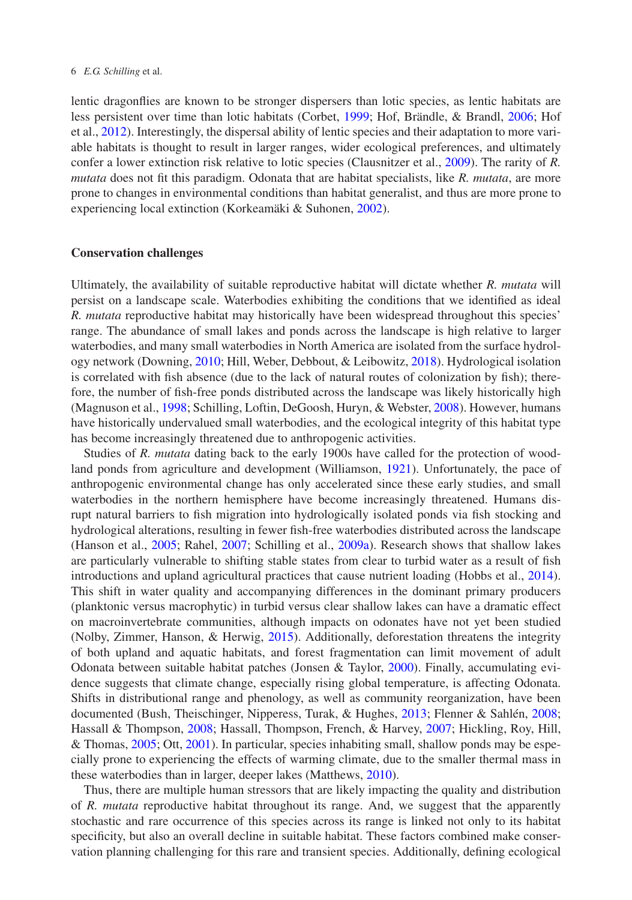lentic dragonflies are known to be stronger dispersers than lotic species, as lentic habitats are less persistent over time than lotic habitats (Corbet, 1999; Hof, Brändle, & Brandl, 2006; Hof et al., 2012). Interestingly, the dispersal ability of lentic species and their adaptation to more variable habitats is thought to result in larger ranges, wider ecological preferences, and ultimately confer a lower extinction risk relative to lotic species (Clausnitzer et al., 2009). The rarity of *R. mutata* does not fit this paradigm. Odonata that are habitat specialists, like *R. mutata*, are more prone to changes in environmental conditions than habitat generalist, and thus are more prone to experiencing local extinction (Korkeamäki & Suhonen, 2002).

## Conservation challenges

Ultimately, the availability of suitable reproductive habitat will dictate whether *R. mutata* will persist on a landscape scale. Waterbodies exhibiting the conditions that we identified as ideal *R. mutata* reproductive habitat may historically have been widespread throughout this species' range. The abundance of small lakes and ponds across the landscape is high relative to larger waterbodies, and many small waterbodies in North America are isolated from the surface hydrology network (Downing, 2010; Hill, Weber, Debbout, & Leibowitz, 2018). Hydrological isolation is correlated with fish absence (due to the lack of natural routes of colonization by fish); therefore, the number of fish-free ponds distributed across the landscape was likely historically high (Magnuson et al., 1998; Schilling, Loftin, DeGoosh, Huryn, & Webster, 2008). However, humans have historically undervalued small waterbodies, and the ecological integrity of this habitat type has become increasingly threatened due to anthropogenic activities.

Studies of *R. mutata* dating back to the early 1900s have called for the protection of woodland ponds from agriculture and development (Williamson, 1921). Unfortunately, the pace of anthropogenic environmental change has only accelerated since these early studies, and small waterbodies in the northern hemisphere have become increasingly threatened. Humans disrupt natural barriers to fish migration into hydrologically isolated ponds via fish stocking and hydrological alterations, resulting in fewer fish-free waterbodies distributed across the landscape (Hanson et al., 2005; Rahel, 2007; Schilling et al., 2009a). Research shows that shallow lakes are particularly vulnerable to shifting stable states from clear to turbid water as a result of fish introductions and upland agricultural practices that cause nutrient loading (Hobbs et al., 2014). This shift in water quality and accompanying differences in the dominant primary producers (planktonic versus macrophytic) in turbid versus clear shallow lakes can have a dramatic effect on macroinvertebrate communities, although impacts on odonates have not yet been studied (Nolby, Zimmer, Hanson, & Herwig, 2015). Additionally, deforestation threatens the integrity of both upland and aquatic habitats, and forest fragmentation can limit movement of adult Odonata between suitable habitat patches (Jonsen & Taylor, 2000). Finally, accumulating evidence suggests that climate change, especially rising global temperature, is affecting Odonata. Shifts in distributional range and phenology, as well as community reorganization, have been documented (Bush, Theischinger, Nipperess, Turak, & Hughes, 2013; Flenner & Sahlén, 2008; Hassall & Thompson, 2008; Hassall, Thompson, French, & Harvey, 2007; Hickling, Roy, Hill, & Thomas, 2005; Ott, 2001). In particular, species inhabiting small, shallow ponds may be especially prone to experiencing the effects of warming climate, due to the smaller thermal mass in these waterbodies than in larger, deeper lakes (Matthews, 2010).

Thus, there are multiple human stressors that are likely impacting the quality and distribution of *R. mutata* reproductive habitat throughout its range. And, we suggest that the apparently stochastic and rare occurrence of this species across its range is linked not only to its habitat specificity, but also an overall decline in suitable habitat. These factors combined make conservation planning challenging for this rare and transient species. Additionally, defining ecological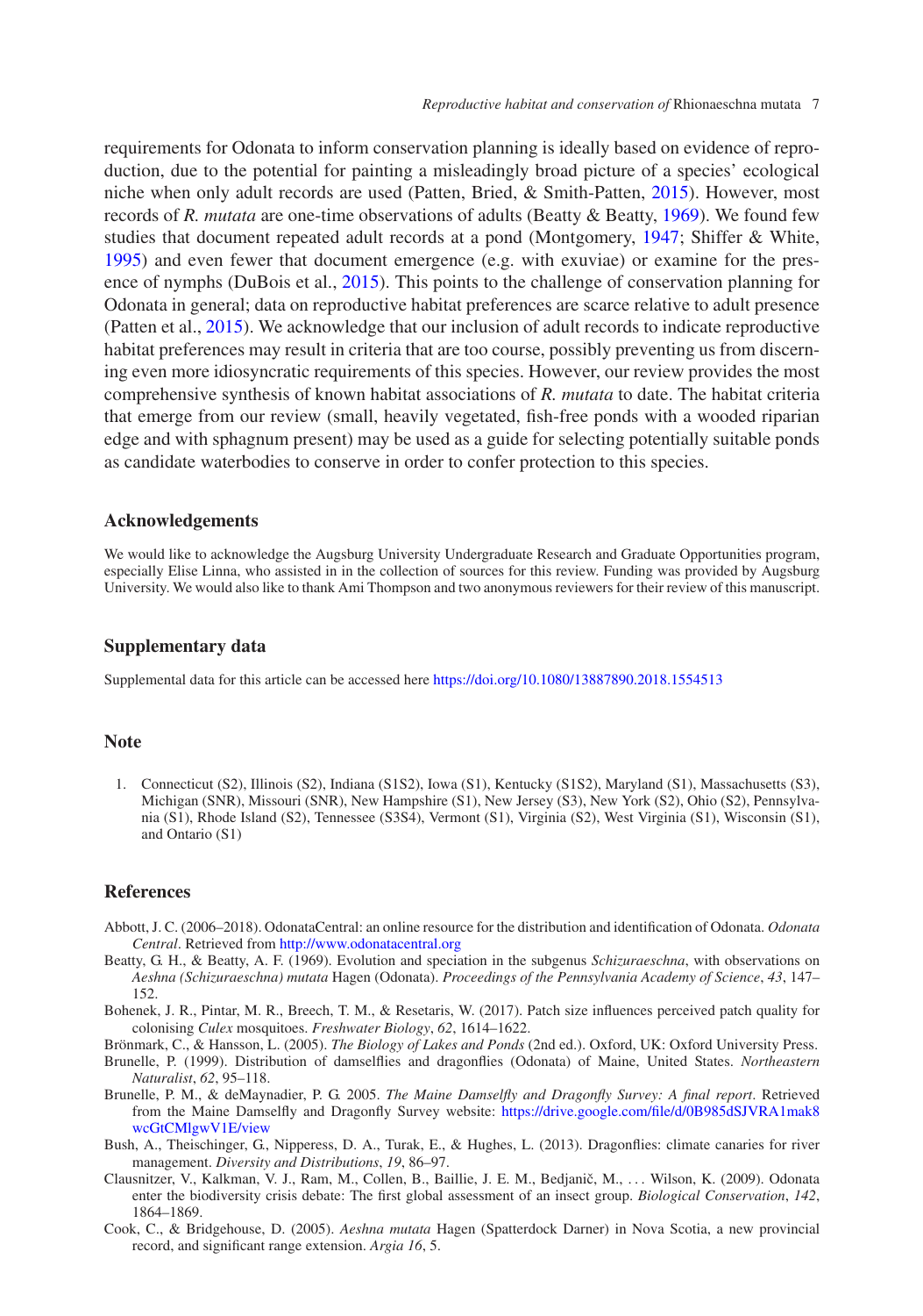requirements for Odonata to inform conservation planning is ideally based on evidence of reproduction, due to the potential for painting a misleadingly broad picture of a species' ecological niche when only adult records are used (Patten, Bried, & Smith-Patten, 2015). However, most records of *R. mutata* are one-time observations of adults (Beatty & Beatty, 1969). We found few studies that document repeated adult records at a pond (Montgomery, 1947; Shiffer & White, 1995) and even fewer that document emergence (e.g. with exuviae) or examine for the presence of nymphs (DuBois et al., 2015). This points to the challenge of conservation planning for Odonata in general; data on reproductive habitat preferences are scarce relative to adult presence (Patten et al., 2015). We acknowledge that our inclusion of adult records to indicate reproductive habitat preferences may result in criteria that are too course, possibly preventing us from discerning even more idiosyncratic requirements of this species. However, our review provides the most comprehensive synthesis of known habitat associations of *R. mutata* to date. The habitat criteria that emerge from our review (small, heavily vegetated, fish-free ponds with a wooded riparian edge and with sphagnum present) may be used as a guide for selecting potentially suitable ponds as candidate waterbodies to conserve in order to confer protection to this species.

## Acknowledgements

We would like to acknowledge the Augsburg University Undergraduate Research and Graduate Opportunities program, especially Elise Linna, who assisted in in the collection of sources for this review. Funding was provided by Augsburg University. We would also like to thank Ami Thompson and two anonymous reviewers for their review of this manuscript.

## Supplementary data

Supplemental data for this article can be accessed here https://doi.org/10.1080/13887890.2018.1554513

## Note

1. Connecticut (S2), Illinois (S2), Indiana (S1S2), Iowa (S1), Kentucky (S1S2), Maryland (S1), Massachusetts (S3), Michigan (SNR), Missouri (SNR), New Hampshire (S1), New Jersey (S3), New York (S2), Ohio (S2), Pennsylvania (S1), Rhode Island (S2), Tennessee (S3S4), Vermont (S1), Virginia (S2), West Virginia (S1), Wisconsin (S1), and Ontario (S1)

## References

Abbott, J. C. (2006–2018). OdonataCentral: an online resource for the distribution and identification of Odonata. *Odonata Central*. Retrieved from http://www.odonatacentral.org

Beatty, G. H., & Beatty, A. F. (1969). Evolution and speciation in the subgenus *Schizuraeschna*, with observations on *Aeshna (Schizuraeschna) mutata* Hagen (Odonata). *Proceedings of the Pennsylvania Academy of Science*, *43*, 147–152.

Bohenek, J. R., Pintar, M. R., Breech, T. M., & Resetaris, W. (2017). Patch size influences perceived patch quality for colonising *Culex* mosquitoes. *Freshwater Biology*, *62*, 1614–1622.

Brönmark, C., & Hansson, L. (2005). *The Biology of Lakes and Ponds* (2nd ed.). Oxford, UK: Oxford University Press.

Brunelle, P. (1999). Distribution of damselflies and dragonflies (Odonata) of Maine, United States. *Northeastern Naturalist*, *62*, 95–118.

Brunelle, P. M., & deMaynadier, P. G. 2005. *The Maine Damselfly and Dragonfly Survey: A final report*. Retrieved from the Maine Damselfly and Dragonfly Survey website: https://drive.google.com/file/d/0B985dSJVRA1mak8wcGtCMlgwV1E/view

Bush, A., Theischinger, G., Nipperess, D. A., Turak, E., & Hughes, L. (2013). Dragonflies: climate canaries for river management. *Diversity and Distributions*, *19*, 86–97.

Clausnitzer, V., Kalkman, V. J., Ram, M., Collen, B., Baillie, J. E. M., Bedjanič, M., . . . Wilson, K. (2009). Odonata enter the biodiversity crisis debate: The first global assessment of an insect group. *Biological Conservation*, *142*, 1864–1869.

Cook, C., & Bridgehouse, D. (2005). *Aeshna mutata* Hagen (Spatterdock Darner) in Nova Scotia, a new provincial record, and significant range extension. *Argia 16*, 5.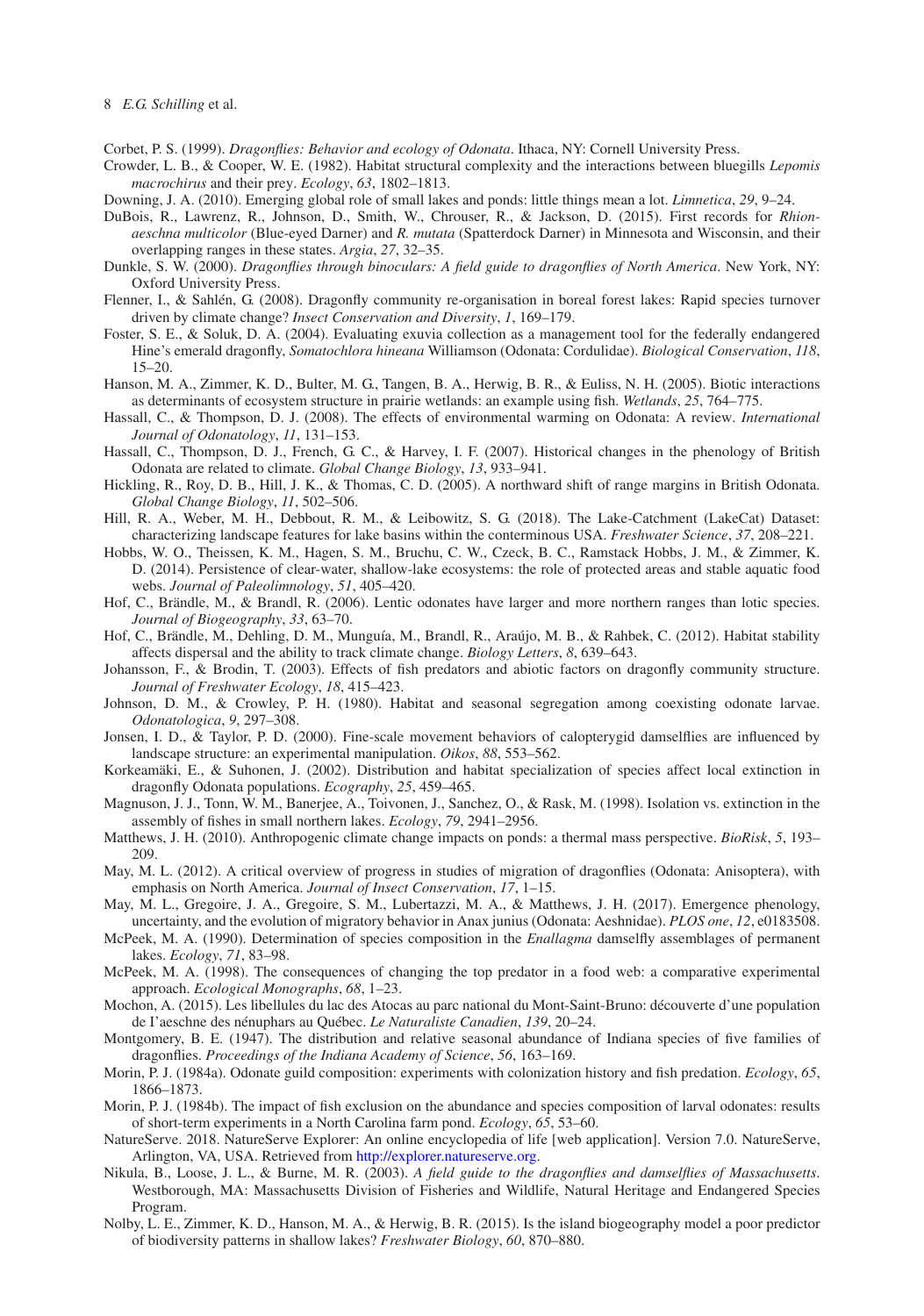Corbet, P. S. (1999). *Dragonflies: Behavior and ecology of Odonata*. Ithaca, NY: Cornell University Press.

Crowder, L. B., & Cooper, W. E. (1982). Habitat structural complexity and the interactions between bluegills *Lepomis macrochirus* and their prey. *Ecology*, *63*, 1802–1813.

Downing, J. A. (2010). Emerging global role of small lakes and ponds: little things mean a lot. *Limnetica*, *29*, 9–24.

DuBois, R., Lawrenz, R., Johnson, D., Smith, W., Chrouser, R., & Jackson, D. (2015). First records for *Rhionaeschna multicolor* (Blue-eyed Darner) and *R. mutata* (Spatterdock Darner) in Minnesota and Wisconsin, and their overlapping ranges in these states. *Argia*, *27*, 32–35.

Dunkle, S. W. (2000). *Dragonflies through binoculars: A field guide to dragonflies of North America*. New York, NY: Oxford University Press.

Flenner, I., & Sahlén, G. (2008). Dragonfly community re-organisation in boreal forest lakes: Rapid species turnover driven by climate change? *Insect Conservation and Diversity*, *1*, 169–179.

Foster, S. E., & Soluk, D. A. (2004). Evaluating exuvia collection as a management tool for the federally endangered Hine's emerald dragonfly, *Somatochlora hineana* Williamson (Odonata: Cordulidae). *Biological Conservation*, *118*, 15–20.

Hanson, M. A., Zimmer, K. D., Bulter, M. G., Tangen, B. A., Herwig, B. R., & Euliss, N. H. (2005). Biotic interactions as determinants of ecosystem structure in prairie wetlands: an example using fish. *Wetlands*, *25*, 764–775.

Hassall, C., & Thompson, D. J. (2008). The effects of environmental warming on Odonata: A review. *International Journal of Odonatology*, *11*, 131–153.

Hassall, C., Thompson, D. J., French, G. C., & Harvey, I. F. (2007). Historical changes in the phenology of British Odonata are related to climate. *Global Change Biology*, *13*, 933–941.

Hickling, R., Roy, D. B., Hill, J. K., & Thomas, C. D. (2005). A northward shift of range margins in British Odonata. *Global Change Biology*, *11*, 502–506.

Hill, R. A., Weber, M. H., Debbout, R. M., & Leibowitz, S. G. (2018). The Lake-Catchment (LakeCat) Dataset: characterizing landscape features for lake basins within the conterminous USA. *Freshwater Science*, *37*, 208–221.

Hobbs, W. O., Theissen, K. M., Hagen, S. M., Bruchu, C. W., Czeck, B. C., Ramstack Hobbs, J. M., & Zimmer, K. D. (2014). Persistence of clear-water, shallow-lake ecosystems: the role of protected areas and stable aquatic food webs. *Journal of Paleolimnology*, *51*, 405–420.

Hof, C., Brändle, M., & Brandl, R. (2006). Lentic odonates have larger and more northern ranges than lotic species. *Journal of Biogeography*, *33*, 63–70.

Hof, C., Brändle, M., Dehling, D. M., Munguía, M., Brandl, R., Araújo, M. B., & Rahbek, C. (2012). Habitat stability affects dispersal and the ability to track climate change. *Biology Letters*, *8*, 639–643.

Johansson, F., & Brodin, T. (2003). Effects of fish predators and abiotic factors on dragonfly community structure. *Journal of Freshwater Ecology*, *18*, 415–423.

Johnson, D. M., & Crowley, P. H. (1980). Habitat and seasonal segregation among coexisting odonate larvae. *Odonatologica*, *9*, 297–308.

Jonsen, I. D., & Taylor, P. D. (2000). Fine-scale movement behaviors of calopterygid damselflies are influenced by landscape structure: an experimental manipulation. *Oikos*, *88*, 553–562.

Korkeamäki, E., & Suhonen, J. (2002). Distribution and habitat specialization of species affect local extinction in dragonfly Odonata populations. *Ecography*, *25*, 459–465.

Magnuson, J. J., Tonn, W. M., Banerjee, A., Toivonen, J., Sanchez, O., & Rask, M. (1998). Isolation vs. extinction in the assembly of fishes in small northern lakes. *Ecology*, *79*, 2941–2956.

Matthews, J. H. (2010). Anthropogenic climate change impacts on ponds: a thermal mass perspective. *BioRisk*, *5*, 193–209.

May, M. L. (2012). A critical overview of progress in studies of migration of dragonflies (Odonata: Anisoptera), with emphasis on North America. *Journal of Insect Conservation*, *17*, 1–15.

May, M. L., Gregoire, J. A., Gregoire, S. M., Lubertazzi, M. A., & Matthews, J. H. (2017). Emergence phenology, uncertainty, and the evolution of migratory behavior in Anax junius (Odonata: Aeshnidae). *PLOS one*, *12*, e0183508.

McPeek, M. A. (1990). Determination of species composition in the *Enallagma* damselfly assemblages of permanent lakes. *Ecology*, *71*, 83–98.

McPeek, M. A. (1998). The consequences of changing the top predator in a food web: a comparative experimental approach. *Ecological Monographs*, *68*, 1–23.

Mochon, A. (2015). Les libellules du lac des Atocas au parc national du Mont-Saint-Bruno: découverte d'une population de l'aeschne des nénuphars au Québec. *Le Naturaliste Canadien*, *139*, 20–24.

Montgomery, B. E. (1947). The distribution and relative seasonal abundance of Indiana species of five families of dragonflies. *Proceedings of the Indiana Academy of Science*, *56*, 163–169.

Morin, P. J. (1984a). Odonate guild composition: experiments with colonization history and fish predation. *Ecology*, *65*, 1866–1873.

Morin, P. J. (1984b). The impact of fish exclusion on the abundance and species composition of larval odonates: results of short-term experiments in a North Carolina farm pond. *Ecology*, *65*, 53–60.

NatureServe. 2018. NatureServe Explorer: An online encyclopedia of life [web application]. Version 7.0. NatureServe, Arlington, VA, USA. Retrieved from http://explorer.natureserve.org.

Nikula, B., Loose, J. L., & Burne, M. R. (2003). *A field guide to the dragonflies and damselflies of Massachusetts*. Westborough, MA: Massachusetts Division of Fisheries and Wildlife, Natural Heritage and Endangered Species Program.

Nolby, L. E., Zimmer, K. D., Hanson, M. A., & Herwig, B. R. (2015). Is the island biogeography model a poor predictor of biodiversity patterns in shallow lakes? *Freshwater Biology*, *60*, 870–880.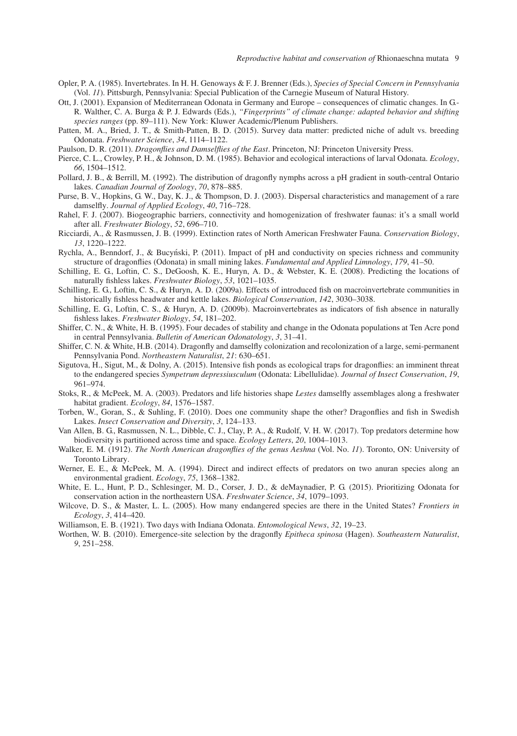Opler, P. A. (1985). Invertebrates. In H. H. Genoways & F. J. Brenner (Eds.), *Species of Special Concern in Pennsylvania* (Vol. *11*). Pittsburgh, Pennsylvania: Special Publication of the Carnegie Museum of Natural History.

Ott, J. (2001). Expansion of Mediterranean Odonata in Germany and Europe – consequences of climatic changes. In G.-R. Walther, C. A. Burga & P. J. Edwards (Eds.), *"Fingerprints" of climate change: adapted behavior and shifting species ranges* (pp. 89–111). New York: Kluwer Academic/Plenum Publishers.

Patten, M. A., Bried, J. T., & Smith-Patten, B. D. (2015). Survey data matter: predicted niche of adult vs. breeding Odonata. *Freshwater Science*, *34*, 1114–1122.

Paulson, D. R. (2011). *Dragonflies and Damselflies of the East*. Princeton, NJ: Princeton University Press.

Pierce, C. L., Crowley, P. H., & Johnson, D. M. (1985). Behavior and ecological interactions of larval Odonata. *Ecology*, *66*, 1504–1512.

Pollard, J. B., & Berrill, M. (1992). The distribution of dragonfly nymphs across a pH gradient in south-central Ontario lakes. *Canadian Journal of Zoology*, *70*, 878–885.

Purse, B. V., Hopkins, G. W., Day, K. J., & Thompson, D. J. (2003). Dispersal characteristics and management of a rare damselfly. *Journal of Applied Ecology*, *40*, 716–728.

Rahel, F. J. (2007). Biogeographic barriers, connectivity and homogenization of freshwater faunas: it's a small world after all. *Freshwater Biology*, *52*, 696–710.

Ricciardi, A., & Rasmussen, J. B. (1999). Extinction rates of North American Freshwater Fauna. *Conservation Biology*, *13*, 1220–1222.

Rychla, A., Benndorf, J., & Bucyński, P. (2011). Impact of pH and conductivity on species richness and community structure of dragonflies (Odonata) in small mining lakes. *Fundamental and Applied Limnology*, *179*, 41–50.

Schilling, E. G., Loftin, C. S., DeGoosh, K. E., Huryn, A. D., & Webster, K. E. (2008). Predicting the locations of naturally fishless lakes. *Freshwater Biology*, *53*, 1021–1035.

Schilling, E. G., Loftin, C. S., & Huryn, A. D. (2009a). Effects of introduced fish on macroinvertebrate communities in historically fishless headwater and kettle lakes. *Biological Conservation*, *142*, 3030–3038.

Schilling, E. G., Loftin, C. S., & Huryn, A. D. (2009b). Macroinvertebrates as indicators of fish absence in naturally fishless lakes. *Freshwater Biology*, *54*, 181–202.

Shiffer, C. N., & White, H. B. (1995). Four decades of stability and change in the Odonata populations at Ten Acre pond in central Pennsylvania. *Bulletin of American Odonatology*, *3*, 31–41.

Shiffer, C. N. & White, H.B. (2014). Dragonfly and damselfly colonization and recolonization of a large, semi-permanent Pennsylvania Pond. *Northeastern Naturalist*, *21*: 630–651.

Sigutova, H., Sigut, M., & Dolny, A. (2015). Intensive fish ponds as ecological traps for dragonflies: an imminent threat to the endangered species *Sympetrum depressiusculum* (Odonata: Libellulidae). *Journal of Insect Conservation*, *19*, 961–974.

Stoks, R., & McPeek, M. A. (2003). Predators and life histories shape *Lestes* damselfly assemblages along a freshwater habitat gradient. *Ecology*, *84*, 1576–1587.

Torben, W., Goran, S., & Suhling, F. (2010). Does one community shape the other? Dragonflies and fish in Swedish Lakes. *Insect Conservation and Diversity*, *3*, 124–133.

Van Allen, B. G., Rasmussen, N. L., Dibble, C. J., Clay, P. A., & Rudolf, V. H. W. (2017). Top predators determine how biodiversity is partitioned across time and space. *Ecology Letters*, *20*, 1004–1013.

Walker, E. M. (1912). *The North American dragonflies of the genus Aeshna* (Vol. No. *11*). Toronto, ON: University of Toronto Library.

Werner, E. E., & McPeek, M. A. (1994). Direct and indirect effects of predators on two anuran species along an environmental gradient. *Ecology*, *75*, 1368–1382.

White, E. L., Hunt, P. D., Schlesinger, M. D., Corser, J. D., & deMaynadier, P. G. (2015). Prioritizing Odonata for conservation action in the northeastern USA. *Freshwater Science*, *34*, 1079–1093.

Wilcove, D. S., & Master, L. L. (2005). How many endangered species are there in the United States? *Frontiers in Ecology*, *3*, 414–420.

Williamson, E. B. (1921). Two days with Indiana Odonata. *Entomological News*, *32*, 19–23.

Worthen, W. B. (2010). Emergence-site selection by the dragonfly *Epitheca spinosa* (Hagen). *Southeastern Naturalist*, *9*, 251–258.